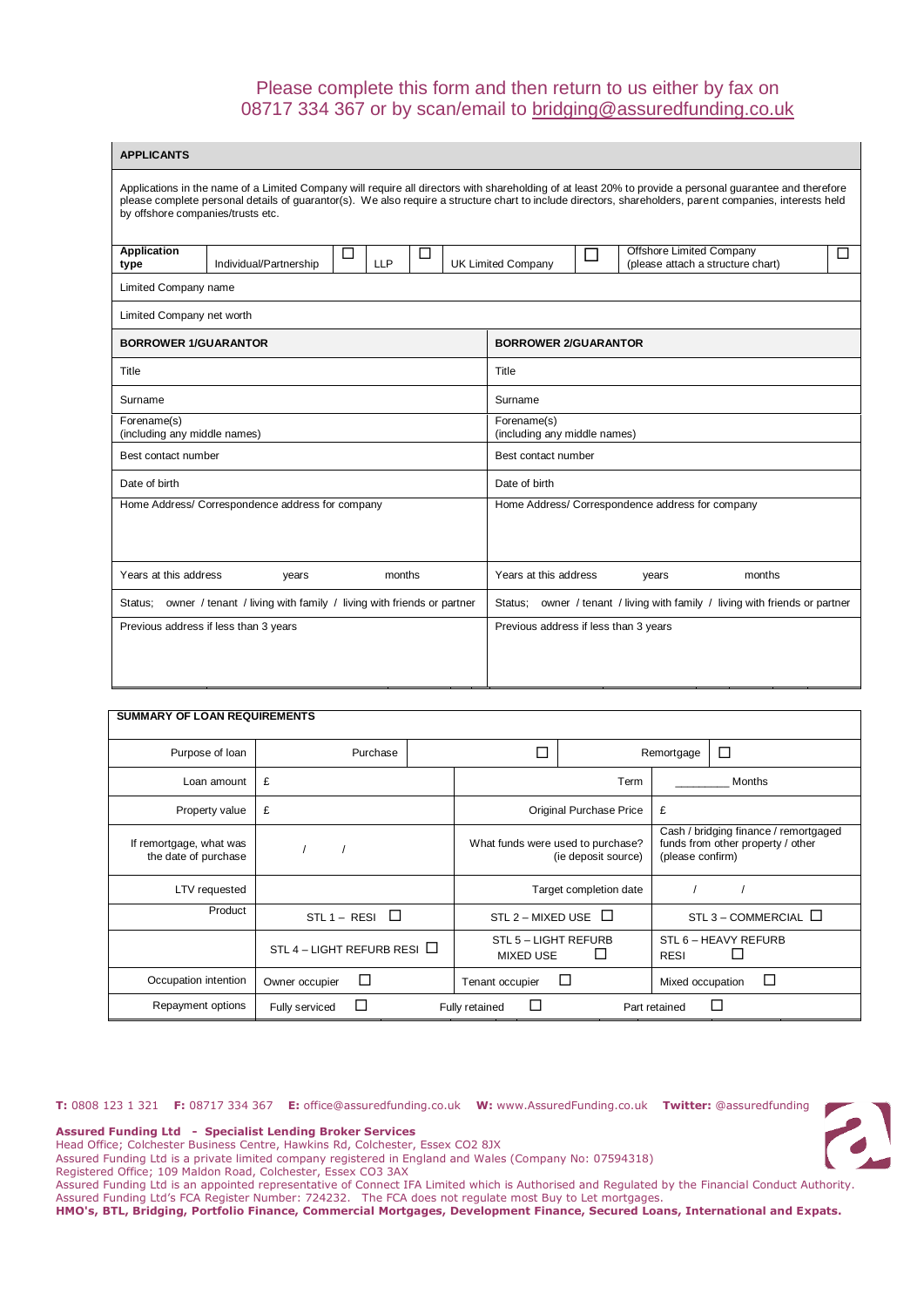Please complete this form and then return to us either by fax on 08717 334 367 or by scan/email to bridging@assuredfunding.co.uk

| APPLICANTS | | | | | | | | |
|---|---|---|---|---|---|---|---|---|
| Applications in the name of a Limited Company will require all directors with shareholding of at least 20% to provide a personal guarantee and therefore please complete personal details of guarantor(s). We also require a structure chart to include directors, shareholders, parent companies, interests held by offshore companies/trusts etc. | | | | | | | | |
| **Application type** | Individual/Partnership | ☐ | LLP | ☐ | UK Limited Company | ☐ | Offshore Limited Company (please attach a structure chart) | ☐ |
| Limited Company name | | | | | | | | |
| Limited Company net worth | | | | | | | | |

| BORROWER 1/GUARANTOR | BORROWER 2/GUARANTOR |
|---|---|
| Title | Title |
| Surname | Surname |
| Forename(s) (including any middle names) | Forename(s) (including any middle names) |
| Best contact number | Best contact number |
| Date of birth | Date of birth |
| Home Address/ Correspondence address for company | Home Address/ Correspondence address for company |
| Years at this address years months | Years at this address years months |
| Status; owner / tenant / living with family / living with friends or partner | Status; owner / tenant / living with family / living with friends or partner |
| Previous address if less than 3 years | Previous address if less than 3 years |

| SUMMARY OF LOAN REQUIREMENTS | | | |
|---|---|---|---|
| Purpose of loan | Purchase ☐ | | Remortgage ☐ |
| Loan amount | £ | Term | ________ Months |
| Property value | £ | Original Purchase Price | £ |
| If remortgage, what was the date of purchase | / / | What funds were used to purchase? (ie deposit source) | Cash / bridging finance / remortgaged funds from other property / other (please confirm) |
| LTV requested | | Target completion date | / / |
| Product | STL 1 – RESI ☐ | STL 2 – MIXED USE ☐ | STL 3 – COMMERCIAL ☐ |
| | STL 4 – LIGHT REFURB RESI ☐ | STL 5 – LIGHT REFURB MIXED USE ☐ | STL 6 – HEAVY REFURB RESI ☐ |
| Occupation intention | Owner occupier ☐ | Tenant occupier ☐ | Mixed occupation ☐ |
| Repayment options | Fully serviced ☐ | Fully retained ☐ | Part retained ☐ |

**T:** 0808 123 1 321 **F:** 08717 334 367 **E:** office@assuredfunding.co.uk **W:** www.AssuredFunding.co.uk **Twitter:** @assuredfunding

**Assured Funding Ltd - Specialist Lending Broker Services**
Head Office; Colchester Business Centre, Hawkins Rd, Colchester, Essex CO2 8JX
Assured Funding Ltd is a private limited company registered in England and Wales (Company No: 07594318)
Registered Office; 109 Maldon Road, Colchester, Essex CO3 3AX
Assured Funding Ltd is an appointed representative of Connect IFA Limited which is Authorised and Regulated by the Financial Conduct Authority.
Assured Funding Ltd's FCA Register Number: 724232. The FCA does not regulate most Buy to Let mortgages.
**HMO's, BTL, Bridging, Portfolio Finance, Commercial Mortgages, Development Finance, Secured Loans, International and Expats.**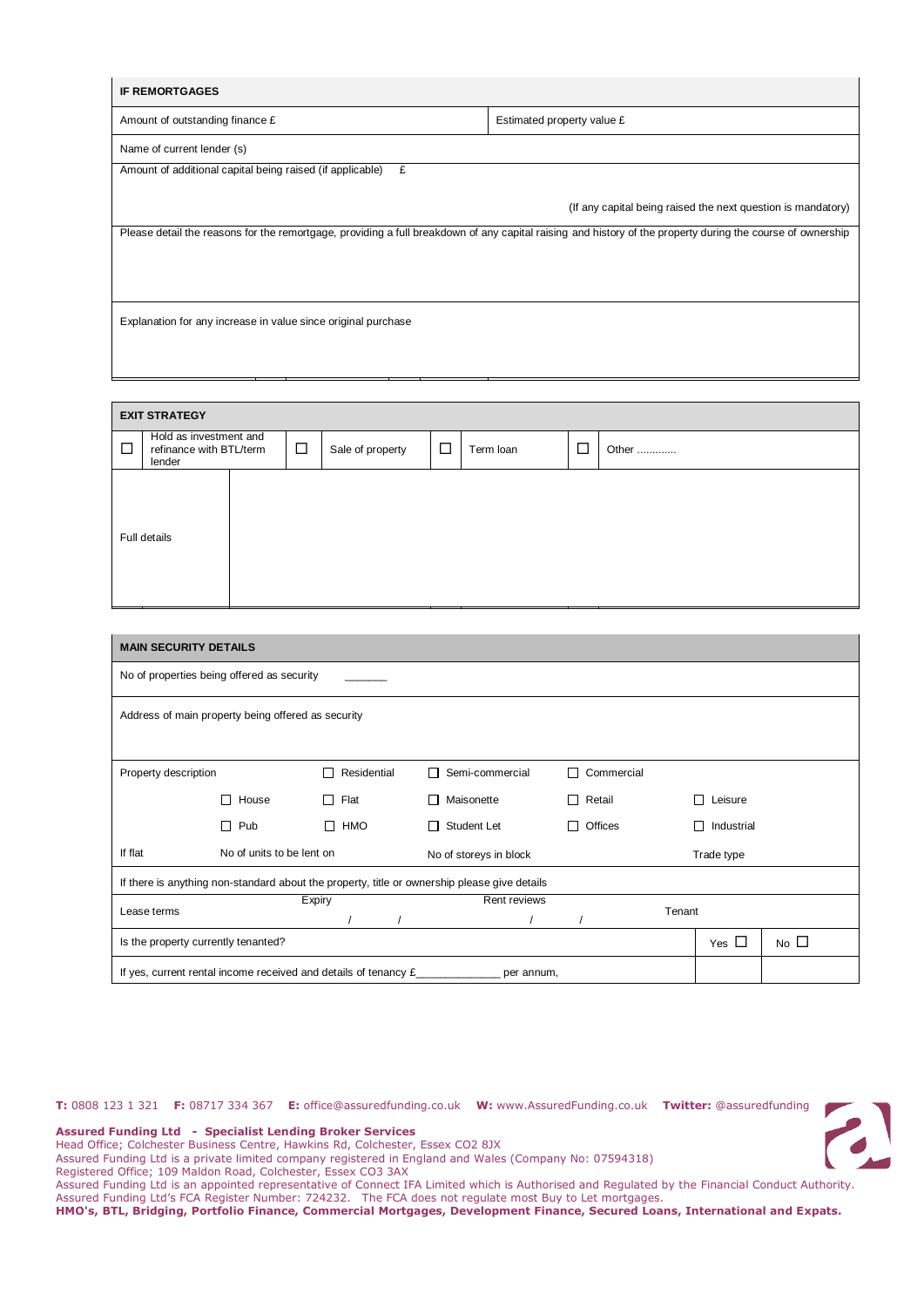## IF REMORTGAGES

| Amount of outstanding finance £ | Estimated property value £ |
|---|---|
| Name of current lender (s) | |
| Amount of additional capital being raised (if applicable) £ | (If any capital being raised the next question is mandatory) |
| Please detail the reasons for the remortgage, providing a full breakdown of any capital raising and history of the property during the course of ownership | |
| Explanation for any increase in value since original purchase | |

## EXIT STRATEGY

| ☐ | Hold as investment and refinance with BTL/term lender | ☐ | Sale of property | ☐ | Term loan | ☐ | Other ............ |
|---|---|---|---|---|---|---|---|
| Full details | | | | | | | |

## MAIN SECURITY DETAILS

No of properties being offered as security _______

Address of main property being offered as security

| Property description | | ☐ Residential | ☐ Semi-commercial | ☐ Commercial | |
|---|---|---|---|---|---|
| | ☐ House | ☐ Flat | ☐ Maisonette | ☐ Retail | ☐ Leisure |
| | ☐ Pub | ☐ HMO | ☐ Student Let | ☐ Offices | ☐ Industrial |
| If flat | No of units to be lent on | | No of storeys in block | | Trade type |

If there is anything non-standard about the property, title or ownership please give details

| Lease terms | Expiry / / | Rent reviews / / | Tenant | |
|---|---|---|---|---|
| Is the property currently tenanted? | | | Yes ☐ | No ☐ |
| If yes, current rental income received and details of tenancy £_____________ per annum, | | | | |

**T:** 0808 123 1 321 **F:** 08717 334 367 **E:** office@assuredfunding.co.uk **W:** www.AssuredFunding.co.uk **Twitter:** @assuredfunding

**Assured Funding Ltd - Specialist Lending Broker Services**
Head Office; Colchester Business Centre, Hawkins Rd, Colchester, Essex CO2 8JX
Assured Funding Ltd is a private limited company registered in England and Wales (Company No: 07594318)
Registered Office; 109 Maldon Road, Colchester, Essex CO3 3AX
Assured Funding Ltd is an appointed representative of Connect IFA Limited which is Authorised and Regulated by the Financial Conduct Authority.
Assured Funding Ltd's FCA Register Number: 724232. The FCA does not regulate most Buy to Let mortgages.
**HMO's, BTL, Bridging, Portfolio Finance, Commercial Mortgages, Development Finance, Secured Loans, International and Expats.**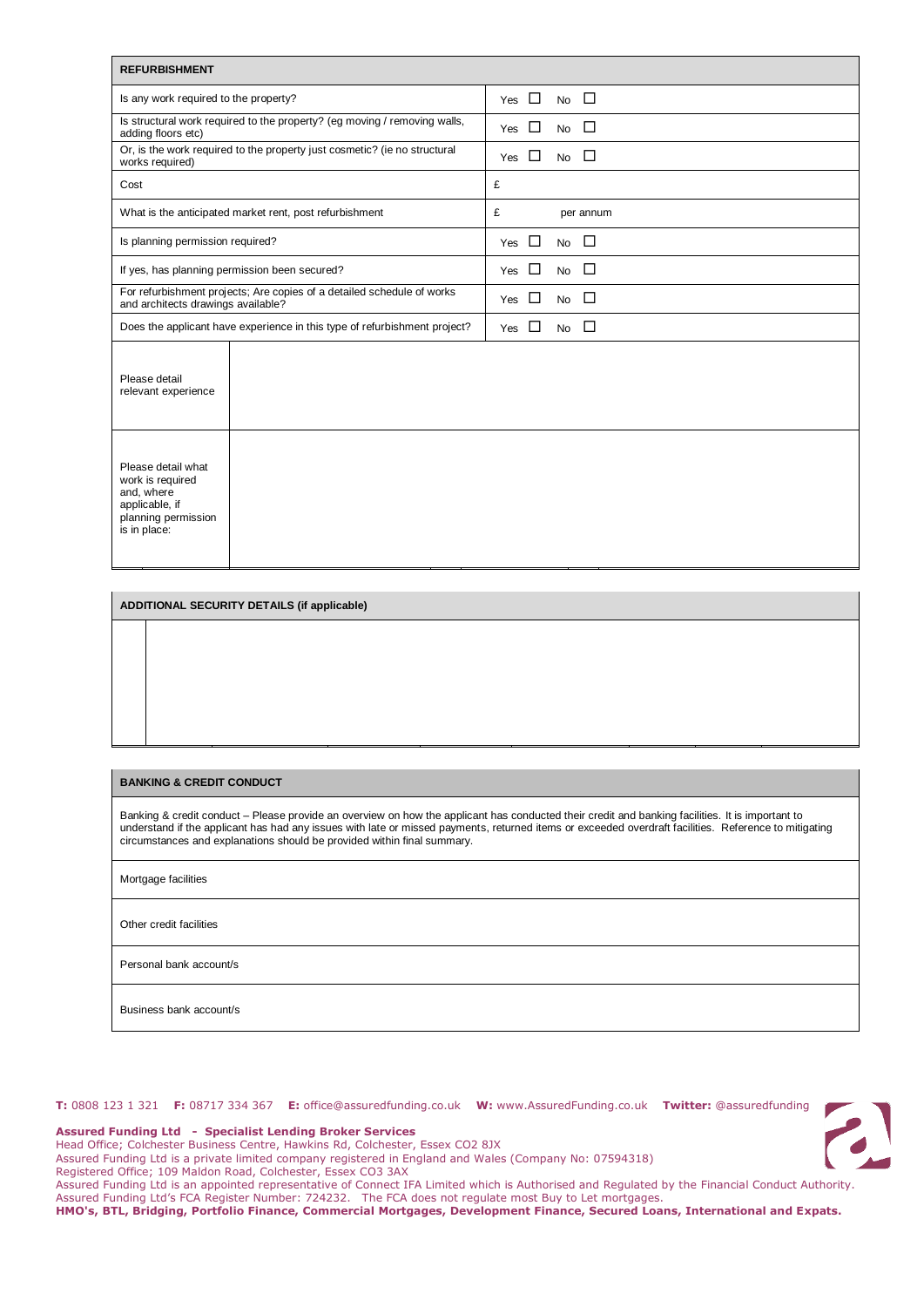| **REFURBISHMENT** | |
|---|---|
| Is any work required to the property? | Yes ☐ No ☐ |
| Is structural work required to the property? (eg moving / removing walls, adding floors etc) | Yes ☐ No ☐ |
| Or, is the work required to the property just cosmetic? (ie no structural works required) | Yes ☐ No ☐ |
| Cost | £ |
| What is the anticipated market rent, post refurbishment | £ per annum |
| Is planning permission required? | Yes ☐ No ☐ |
| If yes, has planning permission been secured? | Yes ☐ No ☐ |
| For refurbishment projects; Are copies of a detailed schedule of works and architects drawings available? | Yes ☐ No ☐ |
| Does the applicant have experience in this type of refurbishment project? | Yes ☐ No ☐ |
| Please detail relevant experience | |
| Please detail what work is required and, where applicable, if planning permission is in place: | |

| **ADDITIONAL SECURITY DETAILS (if applicable)** |
|---|
| |

| **BANKING & CREDIT CONDUCT** |
|---|
| Banking & credit conduct – Please provide an overview on how the applicant has conducted their credit and banking facilities. It is important to understand if the applicant has had any issues with late or missed payments, returned items or exceeded overdraft facilities. Reference to mitigating circumstances and explanations should be provided within final summary. |
| Mortgage facilities |
| Other credit facilities |
| Personal bank account/s |
| Business bank account/s |

**T:** 0808 123 1 321 **F:** 08717 334 367 **E:** office@assuredfunding.co.uk **W:** www.AssuredFunding.co.uk **Twitter:** @assuredfunding

**Assured Funding Ltd - Specialist Lending Broker Services**
Head Office; Colchester Business Centre, Hawkins Rd, Colchester, Essex CO2 8JX
Assured Funding Ltd is a private limited company registered in England and Wales (Company No: 07594318)
Registered Office; 109 Maldon Road, Colchester, Essex CO3 3AX
Assured Funding Ltd is an appointed representative of Connect IFA Limited which is Authorised and Regulated by the Financial Conduct Authority.
Assured Funding Ltd's FCA Register Number: 724232. The FCA does not regulate most Buy to Let mortgages.
**HMO's, BTL, Bridging, Portfolio Finance, Commercial Mortgages, Development Finance, Secured Loans, International and Expats.**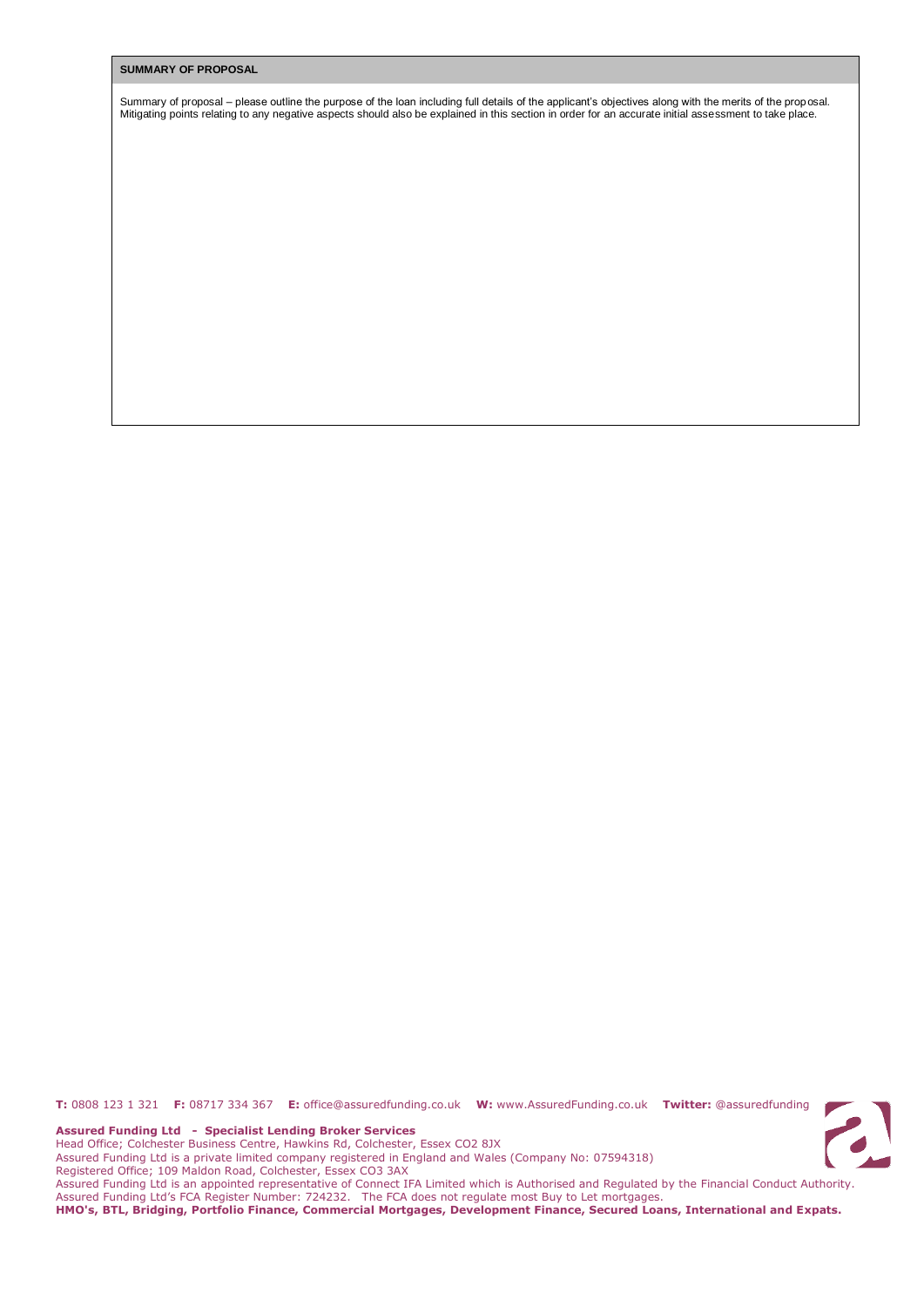**SUMMARY OF PROPOSAL**

Summary of proposal – please outline the purpose of the loan including full details of the applicant's objectives along with the merits of the proposal. Mitigating points relating to any negative aspects should also be explained in this section in order for an accurate initial assessment to take place.

**T:** 0808 123 1 321 **F:** 08717 334 367 **E:** office@assuredfunding.co.uk **W:** www.AssuredFunding.co.uk **Twitter:** @assuredfunding

**Assured Funding Ltd - Specialist Lending Broker Services**
Head Office; Colchester Business Centre, Hawkins Rd, Colchester, Essex CO2 8JX
Assured Funding Ltd is a private limited company registered in England and Wales (Company No: 07594318)
Registered Office; 109 Maldon Road, Colchester, Essex CO3 3AX
Assured Funding Ltd is an appointed representative of Connect IFA Limited which is Authorised and Regulated by the Financial Conduct Authority.
Assured Funding Ltd's FCA Register Number: 724232. The FCA does not regulate most Buy to Let mortgages.
**HMO's, BTL, Bridging, Portfolio Finance, Commercial Mortgages, Development Finance, Secured Loans, International and Expats.**